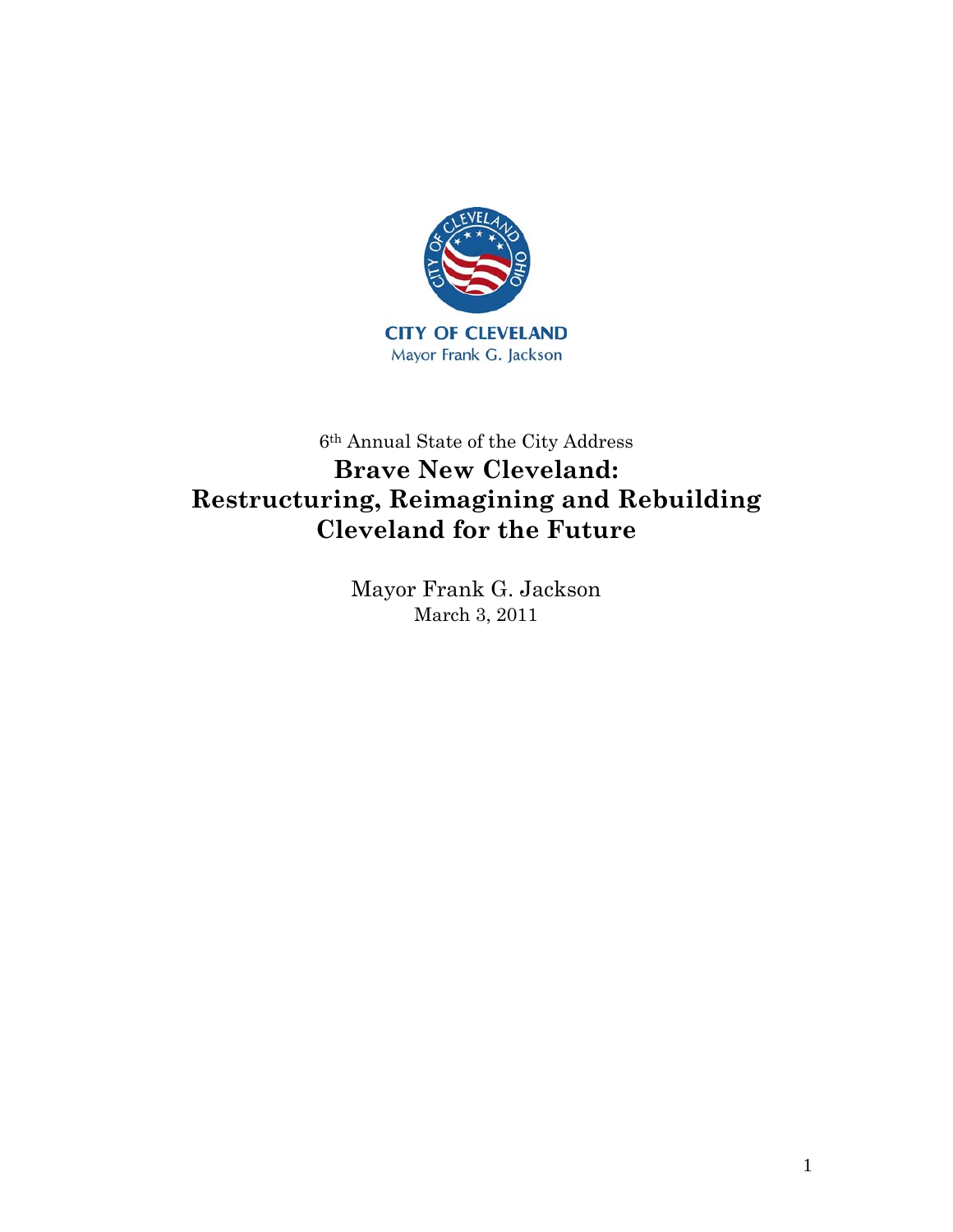CITY OF CLEVELAND
Mayor Frank G. Jackson

6th Annual State of the City Address

# Brave New Cleveland: Restructuring, Reimagining and Rebuilding Cleveland for the Future

Mayor Frank G. Jackson
March 3, 2011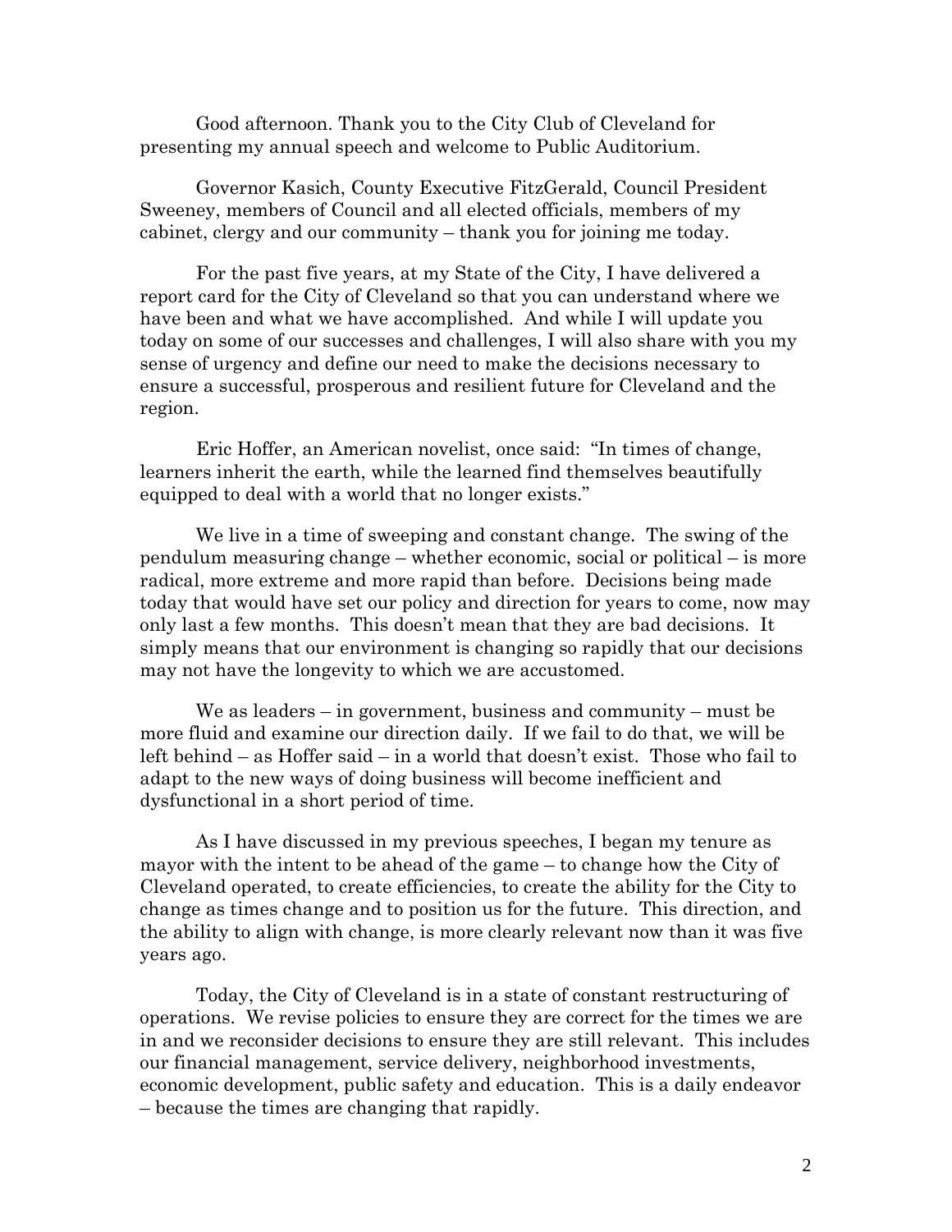Good afternoon. Thank you to the City Club of Cleveland for presenting my annual speech and welcome to Public Auditorium.

Governor Kasich, County Executive FitzGerald, Council President Sweeney, members of Council and all elected officials, members of my cabinet, clergy and our community – thank you for joining me today.

For the past five years, at my State of the City, I have delivered a report card for the City of Cleveland so that you can understand where we have been and what we have accomplished. And while I will update you today on some of our successes and challenges, I will also share with you my sense of urgency and define our need to make the decisions necessary to ensure a successful, prosperous and resilient future for Cleveland and the region.

Eric Hoffer, an American novelist, once said: "In times of change, learners inherit the earth, while the learned find themselves beautifully equipped to deal with a world that no longer exists."

We live in a time of sweeping and constant change. The swing of the pendulum measuring change – whether economic, social or political – is more radical, more extreme and more rapid than before. Decisions being made today that would have set our policy and direction for years to come, now may only last a few months. This doesn't mean that they are bad decisions. It simply means that our environment is changing so rapidly that our decisions may not have the longevity to which we are accustomed.

We as leaders – in government, business and community – must be more fluid and examine our direction daily. If we fail to do that, we will be left behind – as Hoffer said – in a world that doesn't exist. Those who fail to adapt to the new ways of doing business will become inefficient and dysfunctional in a short period of time.

As I have discussed in my previous speeches, I began my tenure as mayor with the intent to be ahead of the game – to change how the City of Cleveland operated, to create efficiencies, to create the ability for the City to change as times change and to position us for the future. This direction, and the ability to align with change, is more clearly relevant now than it was five years ago.

Today, the City of Cleveland is in a state of constant restructuring of operations. We revise policies to ensure they are correct for the times we are in and we reconsider decisions to ensure they are still relevant. This includes our financial management, service delivery, neighborhood investments, economic development, public safety and education. This is a daily endeavor – because the times are changing that rapidly.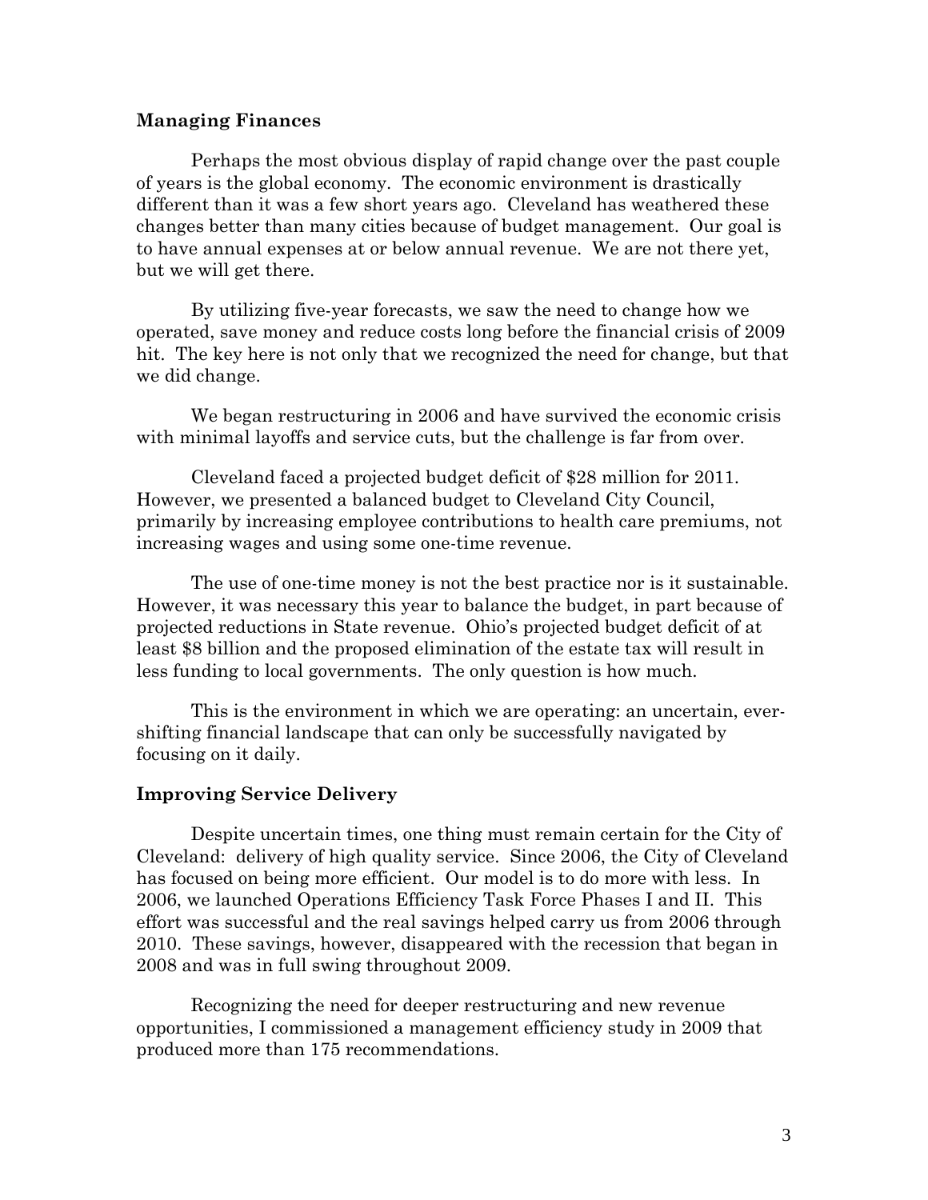## Managing Finances

Perhaps the most obvious display of rapid change over the past couple of years is the global economy. The economic environment is drastically different than it was a few short years ago. Cleveland has weathered these changes better than many cities because of budget management. Our goal is to have annual expenses at or below annual revenue. We are not there yet, but we will get there.

By utilizing five-year forecasts, we saw the need to change how we operated, save money and reduce costs long before the financial crisis of 2009 hit. The key here is not only that we recognized the need for change, but that we did change.

We began restructuring in 2006 and have survived the economic crisis with minimal layoffs and service cuts, but the challenge is far from over.

Cleveland faced a projected budget deficit of $28 million for 2011. However, we presented a balanced budget to Cleveland City Council, primarily by increasing employee contributions to health care premiums, not increasing wages and using some one-time revenue.

The use of one-time money is not the best practice nor is it sustainable. However, it was necessary this year to balance the budget, in part because of projected reductions in State revenue. Ohio's projected budget deficit of at least $8 billion and the proposed elimination of the estate tax will result in less funding to local governments. The only question is how much.

This is the environment in which we are operating: an uncertain, ever-shifting financial landscape that can only be successfully navigated by focusing on it daily.

## Improving Service Delivery

Despite uncertain times, one thing must remain certain for the City of Cleveland: delivery of high quality service. Since 2006, the City of Cleveland has focused on being more efficient. Our model is to do more with less. In 2006, we launched Operations Efficiency Task Force Phases I and II. This effort was successful and the real savings helped carry us from 2006 through 2010. These savings, however, disappeared with the recession that began in 2008 and was in full swing throughout 2009.

Recognizing the need for deeper restructuring and new revenue opportunities, I commissioned a management efficiency study in 2009 that produced more than 175 recommendations.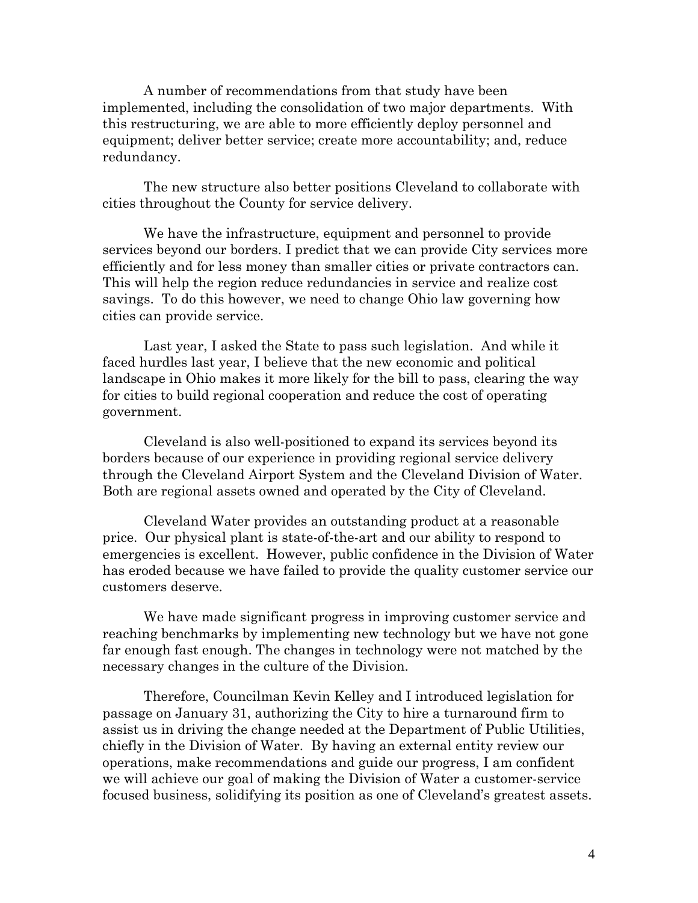A number of recommendations from that study have been implemented, including the consolidation of two major departments. With this restructuring, we are able to more efficiently deploy personnel and equipment; deliver better service; create more accountability; and, reduce redundancy.

The new structure also better positions Cleveland to collaborate with cities throughout the County for service delivery.

We have the infrastructure, equipment and personnel to provide services beyond our borders. I predict that we can provide City services more efficiently and for less money than smaller cities or private contractors can. This will help the region reduce redundancies in service and realize cost savings. To do this however, we need to change Ohio law governing how cities can provide service.

Last year, I asked the State to pass such legislation. And while it faced hurdles last year, I believe that the new economic and political landscape in Ohio makes it more likely for the bill to pass, clearing the way for cities to build regional cooperation and reduce the cost of operating government.

Cleveland is also well-positioned to expand its services beyond its borders because of our experience in providing regional service delivery through the Cleveland Airport System and the Cleveland Division of Water. Both are regional assets owned and operated by the City of Cleveland.

Cleveland Water provides an outstanding product at a reasonable price. Our physical plant is state-of-the-art and our ability to respond to emergencies is excellent. However, public confidence in the Division of Water has eroded because we have failed to provide the quality customer service our customers deserve.

We have made significant progress in improving customer service and reaching benchmarks by implementing new technology but we have not gone far enough fast enough. The changes in technology were not matched by the necessary changes in the culture of the Division.

Therefore, Councilman Kevin Kelley and I introduced legislation for passage on January 31, authorizing the City to hire a turnaround firm to assist us in driving the change needed at the Department of Public Utilities, chiefly in the Division of Water. By having an external entity review our operations, make recommendations and guide our progress, I am confident we will achieve our goal of making the Division of Water a customer-service focused business, solidifying its position as one of Cleveland's greatest assets.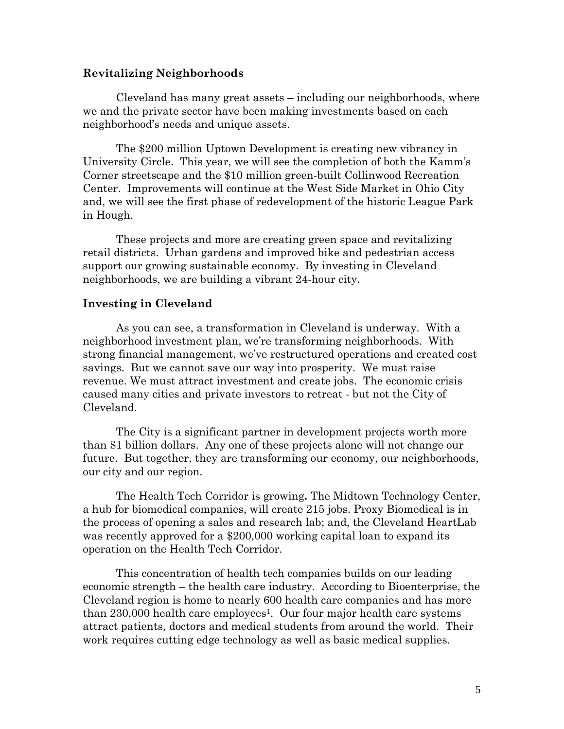**Revitalizing Neighborhoods**

Cleveland has many great assets – including our neighborhoods, where we and the private sector have been making investments based on each neighborhood's needs and unique assets.

The $200 million Uptown Development is creating new vibrancy in University Circle. This year, we will see the completion of both the Kamm's Corner streetscape and the $10 million green-built Collinwood Recreation Center. Improvements will continue at the West Side Market in Ohio City and, we will see the first phase of redevelopment of the historic League Park in Hough.

These projects and more are creating green space and revitalizing retail districts. Urban gardens and improved bike and pedestrian access support our growing sustainable economy. By investing in Cleveland neighborhoods, we are building a vibrant 24-hour city.

**Investing in Cleveland**

As you can see, a transformation in Cleveland is underway. With a neighborhood investment plan, we're transforming neighborhoods. With strong financial management, we've restructured operations and created cost savings. But we cannot save our way into prosperity. We must raise revenue. We must attract investment and create jobs. The economic crisis caused many cities and private investors to retreat - but not the City of Cleveland.

The City is a significant partner in development projects worth more than $1 billion dollars. Any one of these projects alone will not change our future. But together, they are transforming our economy, our neighborhoods, our city and our region.

The Health Tech Corridor is growing**.** The Midtown Technology Center, a hub for biomedical companies, will create 215 jobs. Proxy Biomedical is in the process of opening a sales and research lab; and, the Cleveland HeartLab was recently approved for a $200,000 working capital loan to expand its operation on the Health Tech Corridor.

This concentration of health tech companies builds on our leading economic strength – the health care industry. According to Bioenterprise, the Cleveland region is home to nearly 600 health care companies and has more than 230,000 health care employees[1]. Our four major health care systems attract patients, doctors and medical students from around the world. Their work requires cutting edge technology as well as basic medical supplies.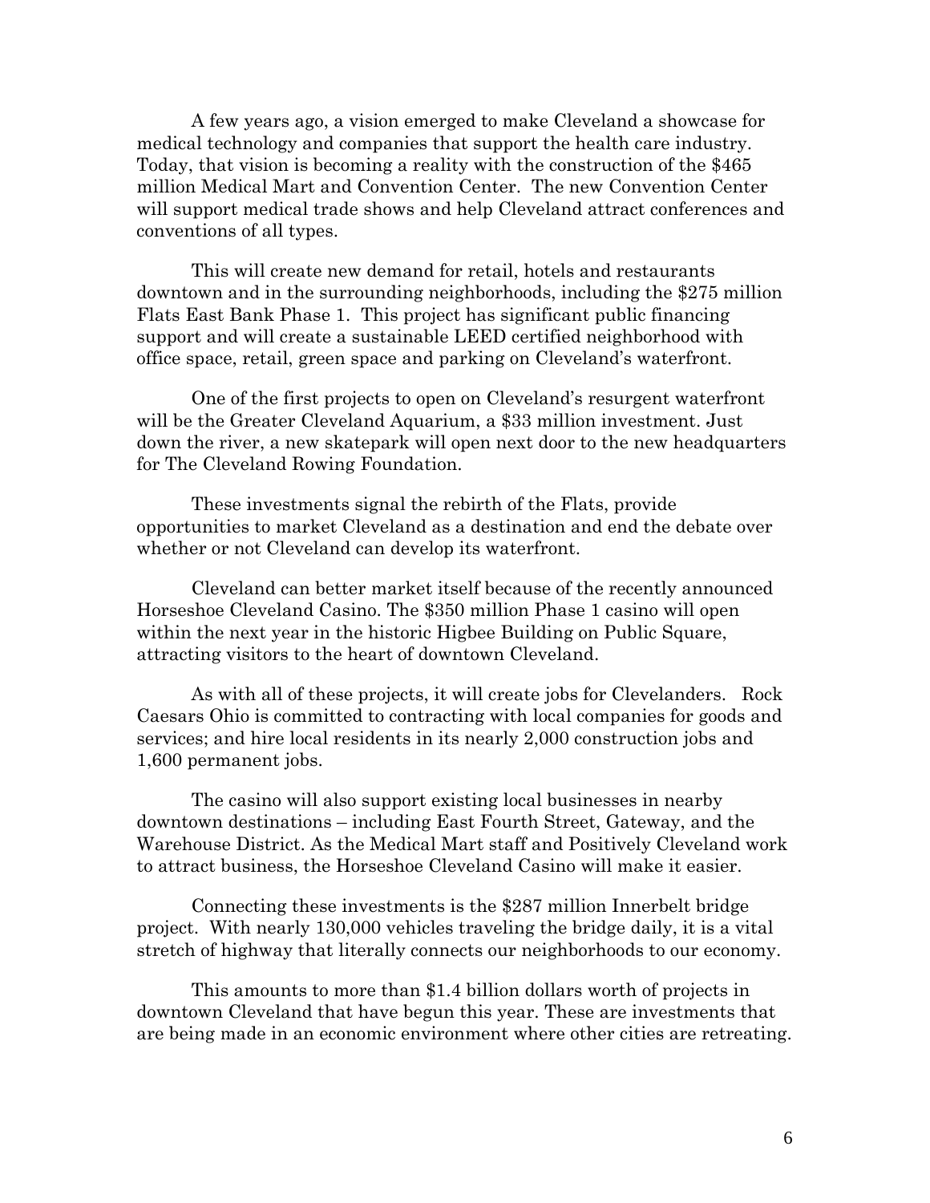A few years ago, a vision emerged to make Cleveland a showcase for medical technology and companies that support the health care industry. Today, that vision is becoming a reality with the construction of the $465 million Medical Mart and Convention Center. The new Convention Center will support medical trade shows and help Cleveland attract conferences and conventions of all types.

This will create new demand for retail, hotels and restaurants downtown and in the surrounding neighborhoods, including the $275 million Flats East Bank Phase 1. This project has significant public financing support and will create a sustainable LEED certified neighborhood with office space, retail, green space and parking on Cleveland's waterfront.

One of the first projects to open on Cleveland's resurgent waterfront will be the Greater Cleveland Aquarium, a $33 million investment. Just down the river, a new skatepark will open next door to the new headquarters for The Cleveland Rowing Foundation.

These investments signal the rebirth of the Flats, provide opportunities to market Cleveland as a destination and end the debate over whether or not Cleveland can develop its waterfront.

Cleveland can better market itself because of the recently announced Horseshoe Cleveland Casino. The $350 million Phase 1 casino will open within the next year in the historic Higbee Building on Public Square, attracting visitors to the heart of downtown Cleveland.

As with all of these projects, it will create jobs for Clevelanders. Rock Caesars Ohio is committed to contracting with local companies for goods and services; and hire local residents in its nearly 2,000 construction jobs and 1,600 permanent jobs.

The casino will also support existing local businesses in nearby downtown destinations – including East Fourth Street, Gateway, and the Warehouse District. As the Medical Mart staff and Positively Cleveland work to attract business, the Horseshoe Cleveland Casino will make it easier.

Connecting these investments is the $287 million Innerbelt bridge project. With nearly 130,000 vehicles traveling the bridge daily, it is a vital stretch of highway that literally connects our neighborhoods to our economy.

This amounts to more than $1.4 billion dollars worth of projects in downtown Cleveland that have begun this year. These are investments that are being made in an economic environment where other cities are retreating.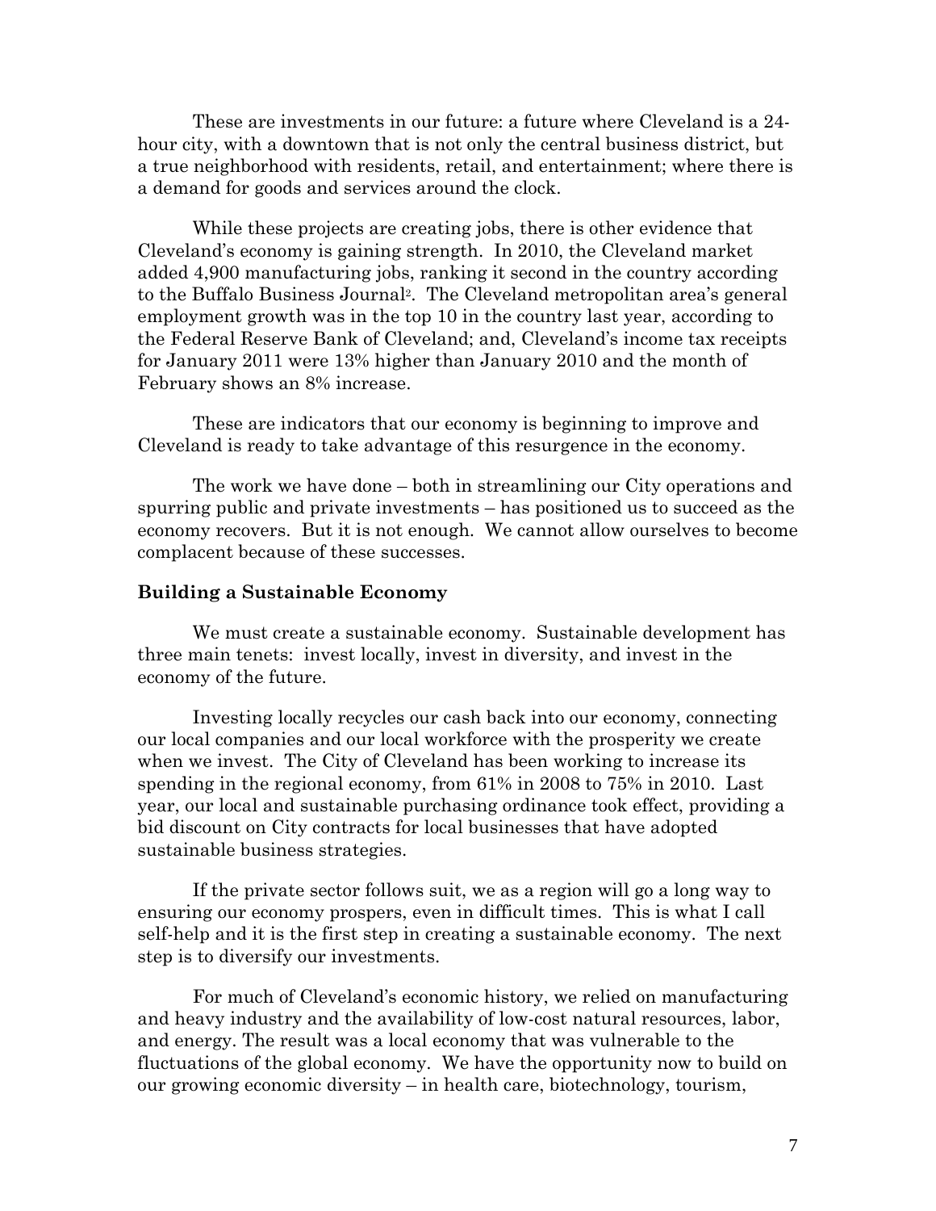These are investments in our future: a future where Cleveland is a 24-hour city, with a downtown that is not only the central business district, but a true neighborhood with residents, retail, and entertainment; where there is a demand for goods and services around the clock.

While these projects are creating jobs, there is other evidence that Cleveland's economy is gaining strength. In 2010, the Cleveland market added 4,900 manufacturing jobs, ranking it second in the country according to the Buffalo Business Journal[2]. The Cleveland metropolitan area's general employment growth was in the top 10 in the country last year, according to the Federal Reserve Bank of Cleveland; and, Cleveland's income tax receipts for January 2011 were 13% higher than January 2010 and the month of February shows an 8% increase.

These are indicators that our economy is beginning to improve and Cleveland is ready to take advantage of this resurgence in the economy.

The work we have done – both in streamlining our City operations and spurring public and private investments – has positioned us to succeed as the economy recovers. But it is not enough. We cannot allow ourselves to become complacent because of these successes.

**Building a Sustainable Economy**

We must create a sustainable economy. Sustainable development has three main tenets: invest locally, invest in diversity, and invest in the economy of the future.

Investing locally recycles our cash back into our economy, connecting our local companies and our local workforce with the prosperity we create when we invest. The City of Cleveland has been working to increase its spending in the regional economy, from 61% in 2008 to 75% in 2010. Last year, our local and sustainable purchasing ordinance took effect, providing a bid discount on City contracts for local businesses that have adopted sustainable business strategies.

If the private sector follows suit, we as a region will go a long way to ensuring our economy prospers, even in difficult times. This is what I call self-help and it is the first step in creating a sustainable economy. The next step is to diversify our investments.

For much of Cleveland's economic history, we relied on manufacturing and heavy industry and the availability of low-cost natural resources, labor, and energy. The result was a local economy that was vulnerable to the fluctuations of the global economy. We have the opportunity now to build on our growing economic diversity – in health care, biotechnology, tourism,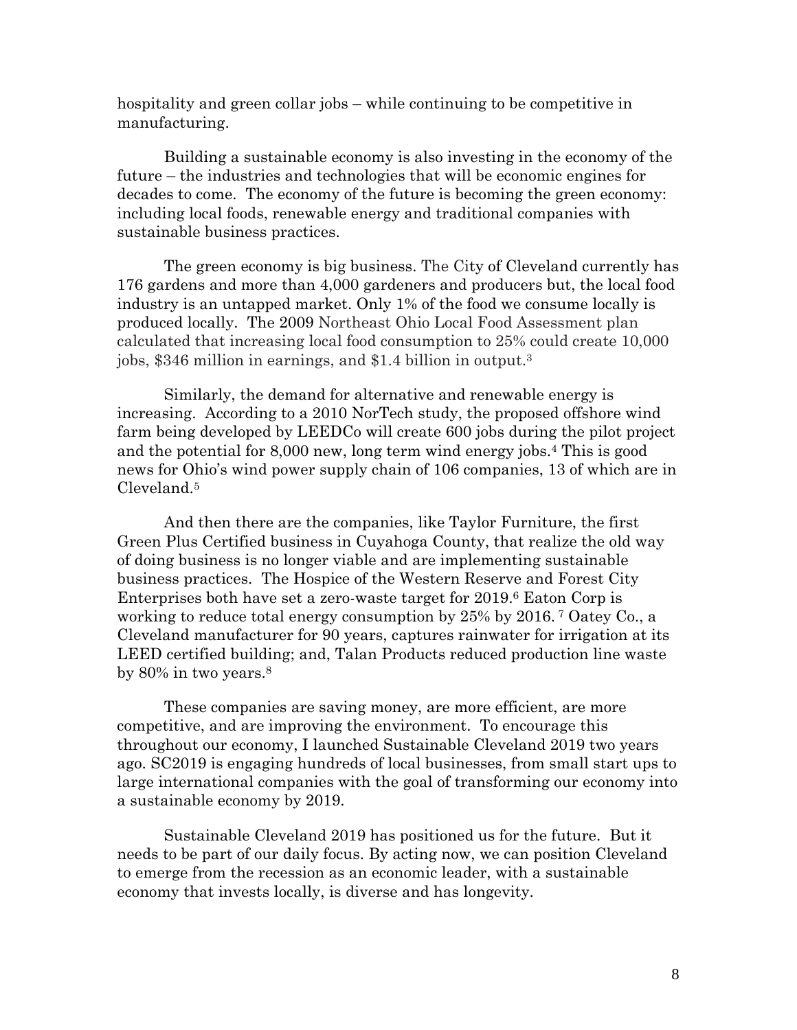hospitality and green collar jobs – while continuing to be competitive in manufacturing.

Building a sustainable economy is also investing in the economy of the future – the industries and technologies that will be economic engines for decades to come. The economy of the future is becoming the green economy: including local foods, renewable energy and traditional companies with sustainable business practices.

The green economy is big business. The City of Cleveland currently has 176 gardens and more than 4,000 gardeners and producers but, the local food industry is an untapped market. Only 1% of the food we consume locally is produced locally. The 2009 Northeast Ohio Local Food Assessment plan calculated that increasing local food consumption to 25% could create 10,000 jobs, $346 million in earnings, and $1.4 billion in output.[3]

Similarly, the demand for alternative and renewable energy is increasing. According to a 2010 NorTech study, the proposed offshore wind farm being developed by LEEDCo will create 600 jobs during the pilot project and the potential for 8,000 new, long term wind energy jobs.[4] This is good news for Ohio's wind power supply chain of 106 companies, 13 of which are in Cleveland.[5]

And then there are the companies, like Taylor Furniture, the first Green Plus Certified business in Cuyahoga County, that realize the old way of doing business is no longer viable and are implementing sustainable business practices. The Hospice of the Western Reserve and Forest City Enterprises both have set a zero-waste target for 2019.[6] Eaton Corp is working to reduce total energy consumption by 25% by 2016.[7] Oatey Co., a Cleveland manufacturer for 90 years, captures rainwater for irrigation at its LEED certified building; and, Talan Products reduced production line waste by 80% in two years.[8]

These companies are saving money, are more efficient, are more competitive, and are improving the environment. To encourage this throughout our economy, I launched Sustainable Cleveland 2019 two years ago. SC2019 is engaging hundreds of local businesses, from small start ups to large international companies with the goal of transforming our economy into a sustainable economy by 2019.

Sustainable Cleveland 2019 has positioned us for the future. But it needs to be part of our daily focus. By acting now, we can position Cleveland to emerge from the recession as an economic leader, with a sustainable economy that invests locally, is diverse and has longevity.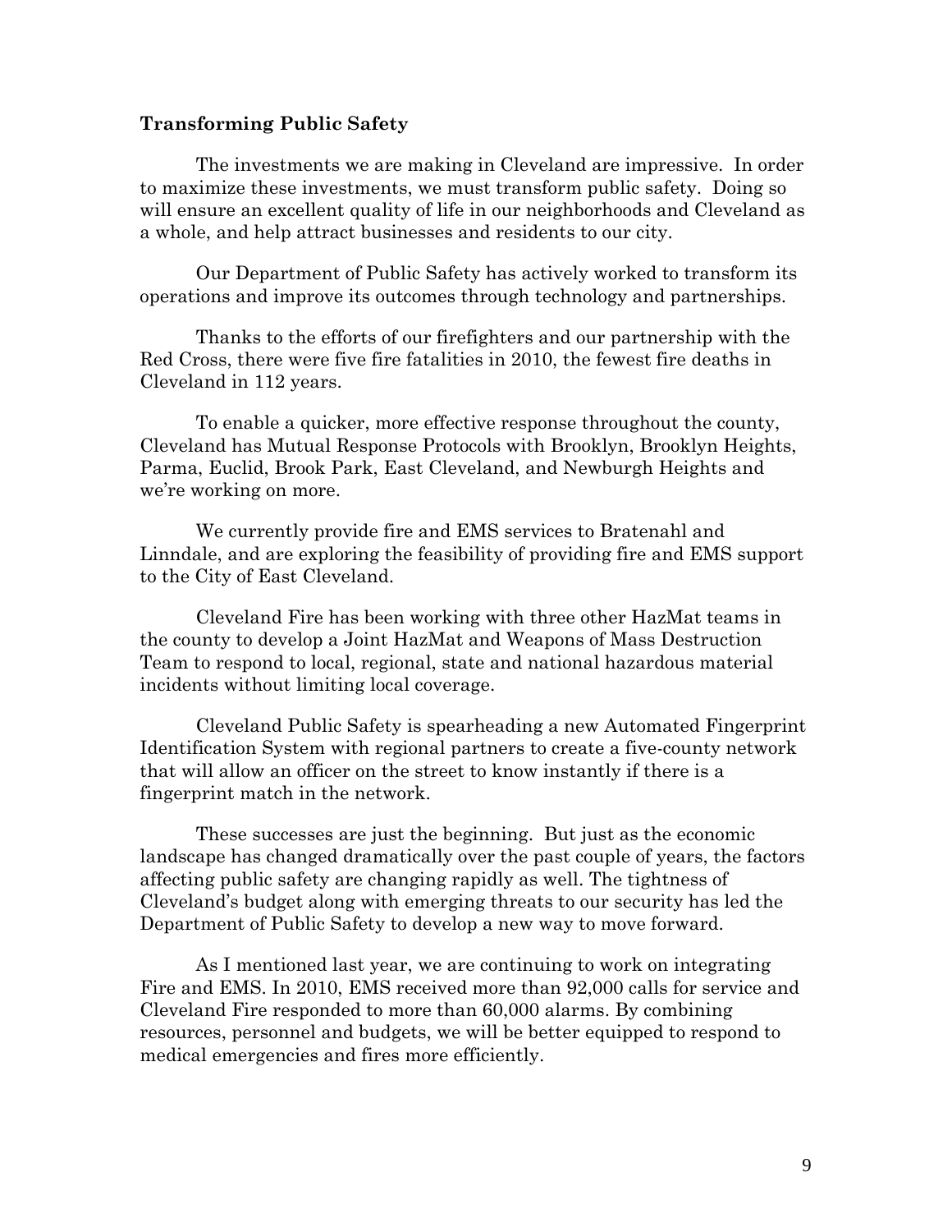**Transforming Public Safety**

The investments we are making in Cleveland are impressive. In order to maximize these investments, we must transform public safety. Doing so will ensure an excellent quality of life in our neighborhoods and Cleveland as a whole, and help attract businesses and residents to our city.

Our Department of Public Safety has actively worked to transform its operations and improve its outcomes through technology and partnerships.

Thanks to the efforts of our firefighters and our partnership with the Red Cross, there were five fire fatalities in 2010, the fewest fire deaths in Cleveland in 112 years.

To enable a quicker, more effective response throughout the county, Cleveland has Mutual Response Protocols with Brooklyn, Brooklyn Heights, Parma, Euclid, Brook Park, East Cleveland, and Newburgh Heights and we're working on more.

We currently provide fire and EMS services to Bratenahl and Linndale, and are exploring the feasibility of providing fire and EMS support to the City of East Cleveland.

Cleveland Fire has been working with three other HazMat teams in the county to develop a Joint HazMat and Weapons of Mass Destruction Team to respond to local, regional, state and national hazardous material incidents without limiting local coverage.

Cleveland Public Safety is spearheading a new Automated Fingerprint Identification System with regional partners to create a five-county network that will allow an officer on the street to know instantly if there is a fingerprint match in the network.

These successes are just the beginning. But just as the economic landscape has changed dramatically over the past couple of years, the factors affecting public safety are changing rapidly as well. The tightness of Cleveland's budget along with emerging threats to our security has led the Department of Public Safety to develop a new way to move forward.

As I mentioned last year, we are continuing to work on integrating Fire and EMS. In 2010, EMS received more than 92,000 calls for service and Cleveland Fire responded to more than 60,000 alarms. By combining resources, personnel and budgets, we will be better equipped to respond to medical emergencies and fires more efficiently.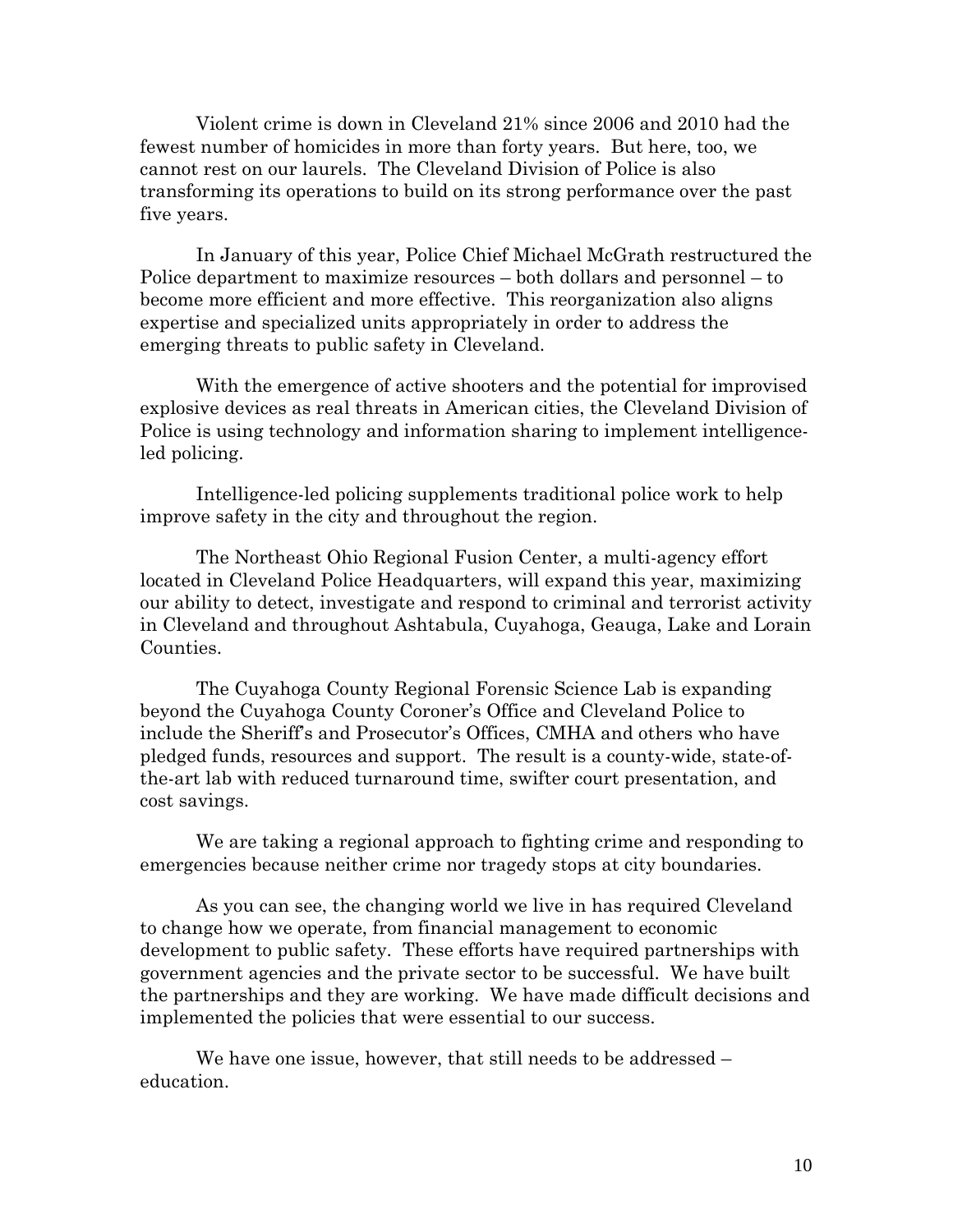Violent crime is down in Cleveland 21% since 2006 and 2010 had the fewest number of homicides in more than forty years. But here, too, we cannot rest on our laurels. The Cleveland Division of Police is also transforming its operations to build on its strong performance over the past five years.

In January of this year, Police Chief Michael McGrath restructured the Police department to maximize resources – both dollars and personnel – to become more efficient and more effective. This reorganization also aligns expertise and specialized units appropriately in order to address the emerging threats to public safety in Cleveland.

With the emergence of active shooters and the potential for improvised explosive devices as real threats in American cities, the Cleveland Division of Police is using technology and information sharing to implement intelligence-led policing.

Intelligence-led policing supplements traditional police work to help improve safety in the city and throughout the region.

The Northeast Ohio Regional Fusion Center, a multi-agency effort located in Cleveland Police Headquarters, will expand this year, maximizing our ability to detect, investigate and respond to criminal and terrorist activity in Cleveland and throughout Ashtabula, Cuyahoga, Geauga, Lake and Lorain Counties.

The Cuyahoga County Regional Forensic Science Lab is expanding beyond the Cuyahoga County Coroner's Office and Cleveland Police to include the Sheriff's and Prosecutor's Offices, CMHA and others who have pledged funds, resources and support. The result is a county-wide, state-of-the-art lab with reduced turnaround time, swifter court presentation, and cost savings.

We are taking a regional approach to fighting crime and responding to emergencies because neither crime nor tragedy stops at city boundaries.

As you can see, the changing world we live in has required Cleveland to change how we operate, from financial management to economic development to public safety. These efforts have required partnerships with government agencies and the private sector to be successful. We have built the partnerships and they are working. We have made difficult decisions and implemented the policies that were essential to our success.

We have one issue, however, that still needs to be addressed – education.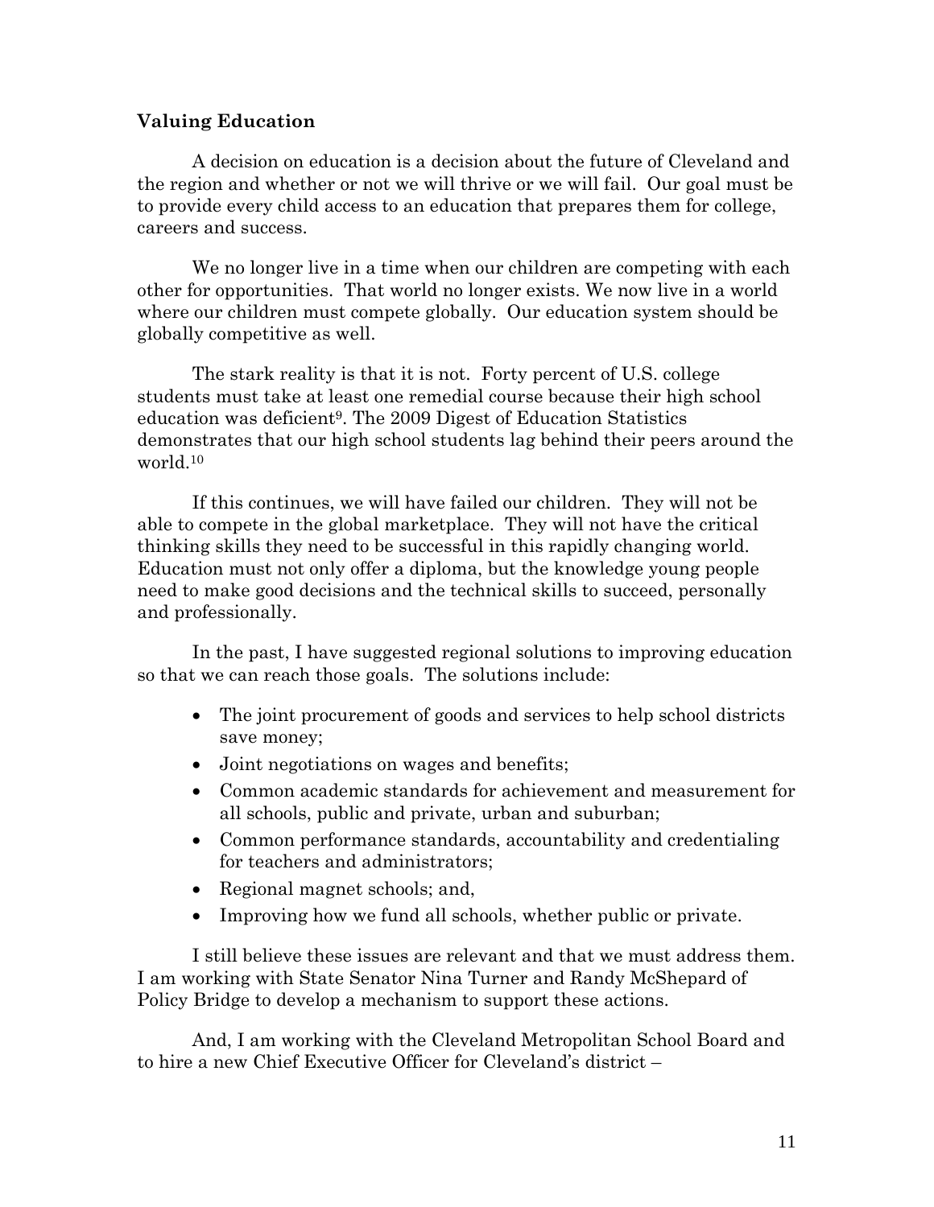**Valuing Education**

A decision on education is a decision about the future of Cleveland and the region and whether or not we will thrive or we will fail. Our goal must be to provide every child access to an education that prepares them for college, careers and success.

We no longer live in a time when our children are competing with each other for opportunities. That world no longer exists. We now live in a world where our children must compete globally. Our education system should be globally competitive as well.

The stark reality is that it is not. Forty percent of U.S. college students must take at least one remedial course because their high school education was deficient[9]. The 2009 Digest of Education Statistics demonstrates that our high school students lag behind their peers around the world.[10]

If this continues, we will have failed our children. They will not be able to compete in the global marketplace. They will not have the critical thinking skills they need to be successful in this rapidly changing world. Education must not only offer a diploma, but the knowledge young people need to make good decisions and the technical skills to succeed, personally and professionally.

In the past, I have suggested regional solutions to improving education so that we can reach those goals. The solutions include:

- The joint procurement of goods and services to help school districts save money;
- Joint negotiations on wages and benefits;
- Common academic standards for achievement and measurement for all schools, public and private, urban and suburban;
- Common performance standards, accountability and credentialing for teachers and administrators;
- Regional magnet schools; and,
- Improving how we fund all schools, whether public or private.

I still believe these issues are relevant and that we must address them. I am working with State Senator Nina Turner and Randy McShepard of Policy Bridge to develop a mechanism to support these actions.

And, I am working with the Cleveland Metropolitan School Board and to hire a new Chief Executive Officer for Cleveland's district –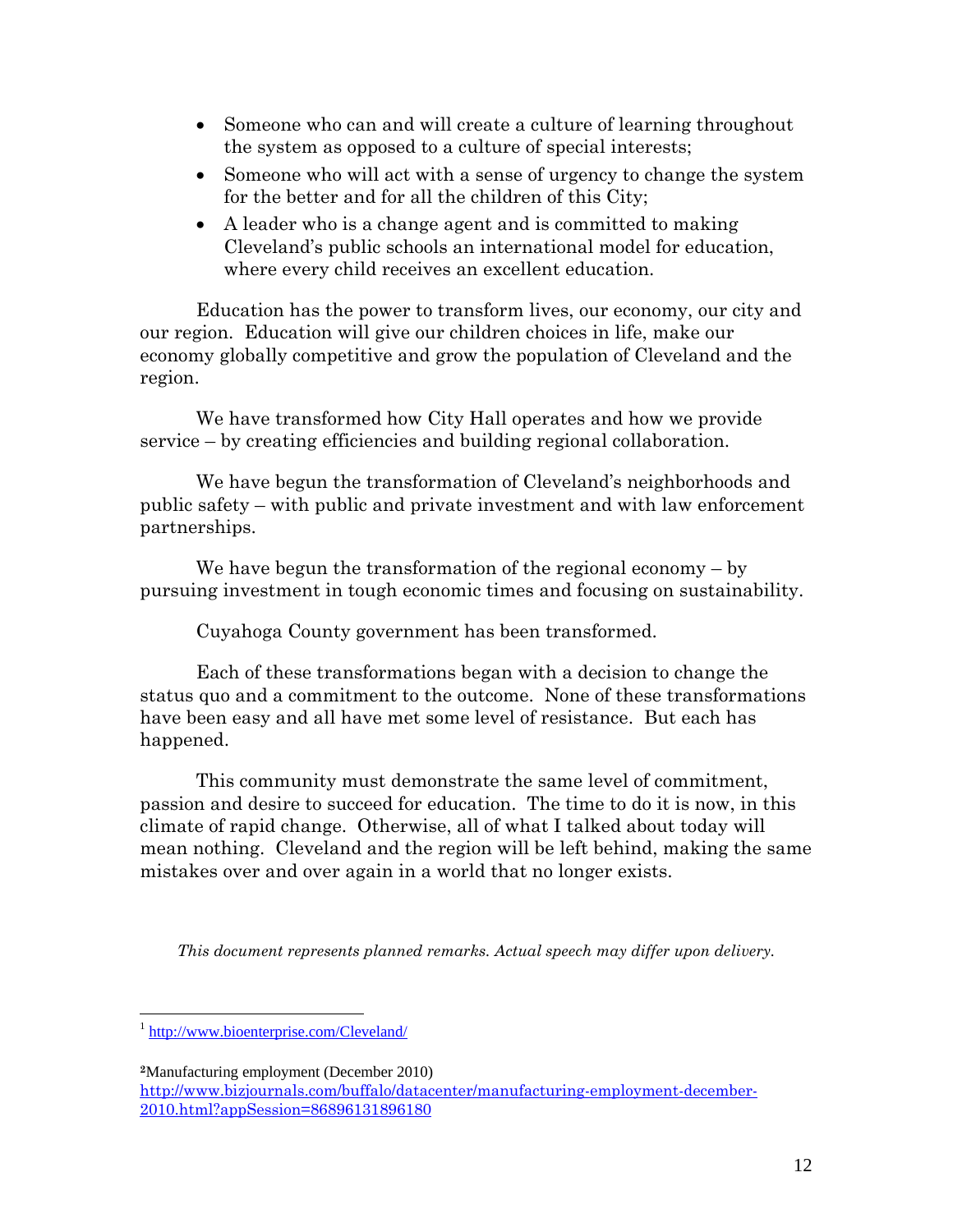- Someone who can and will create a culture of learning throughout the system as opposed to a culture of special interests;
- Someone who will act with a sense of urgency to change the system for the better and for all the children of this City;
- A leader who is a change agent and is committed to making Cleveland's public schools an international model for education, where every child receives an excellent education.

Education has the power to transform lives, our economy, our city and our region. Education will give our children choices in life, make our economy globally competitive and grow the population of Cleveland and the region.

We have transformed how City Hall operates and how we provide service – by creating efficiencies and building regional collaboration.

We have begun the transformation of Cleveland's neighborhoods and public safety – with public and private investment and with law enforcement partnerships.

We have begun the transformation of the regional economy – by pursuing investment in tough economic times and focusing on sustainability.

Cuyahoga County government has been transformed.

Each of these transformations began with a decision to change the status quo and a commitment to the outcome. None of these transformations have been easy and all have met some level of resistance. But each has happened.

This community must demonstrate the same level of commitment, passion and desire to succeed for education. The time to do it is now, in this climate of rapid change. Otherwise, all of what I talked about today will mean nothing. Cleveland and the region will be left behind, making the same mistakes over and over again in a world that no longer exists.

*This document represents planned remarks. Actual speech may differ upon delivery.*

---

[1] http://www.bioenterprise.com/Cleveland/

[2] Manufacturing employment (December 2010) http://www.bizjournals.com/buffalo/datacenter/manufacturing-employment-december-2010.html?appSession=86896131896180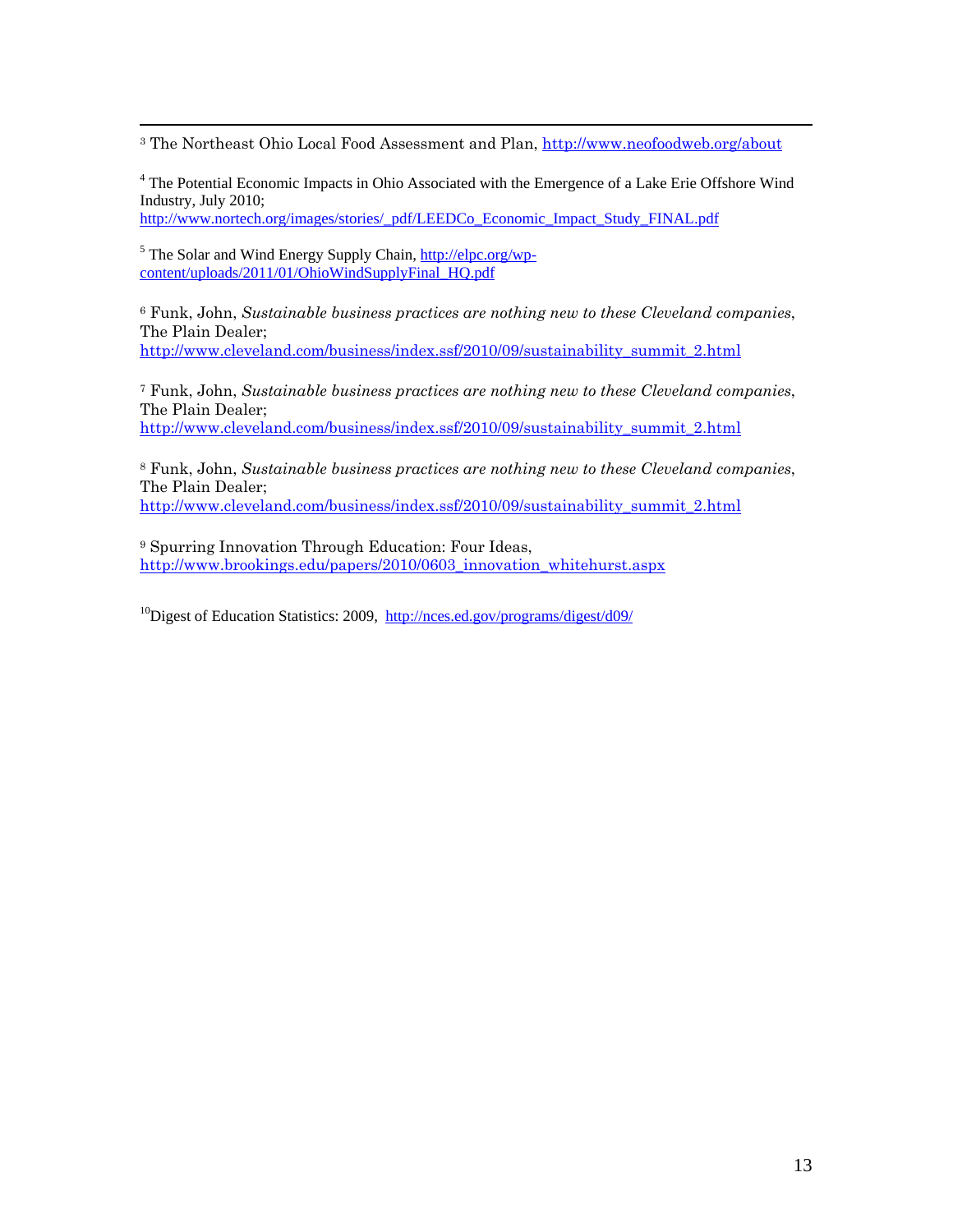[3] The Northeast Ohio Local Food Assessment and Plan, http://www.neofoodweb.org/about

[4] The Potential Economic Impacts in Ohio Associated with the Emergence of a Lake Erie Offshore Wind Industry, July 2010; http://www.nortech.org/images/stories/_pdf/LEEDCo_Economic_Impact_Study_FINAL.pdf

[5] The Solar and Wind Energy Supply Chain, http://elpc.org/wp-content/uploads/2011/01/OhioWindSupplyFinal_HQ.pdf

[6] Funk, John, *Sustainable business practices are nothing new to these Cleveland companies*, The Plain Dealer; http://www.cleveland.com/business/index.ssf/2010/09/sustainability_summit_2.html

[7] Funk, John, *Sustainable business practices are nothing new to these Cleveland companies*, The Plain Dealer; http://www.cleveland.com/business/index.ssf/2010/09/sustainability_summit_2.html

[8] Funk, John, *Sustainable business practices are nothing new to these Cleveland companies*, The Plain Dealer; http://www.cleveland.com/business/index.ssf/2010/09/sustainability_summit_2.html

[9] Spurring Innovation Through Education: Four Ideas, http://www.brookings.edu/papers/2010/0603_innovation_whitehurst.aspx

[10] Digest of Education Statistics: 2009, http://nces.ed.gov/programs/digest/d09/